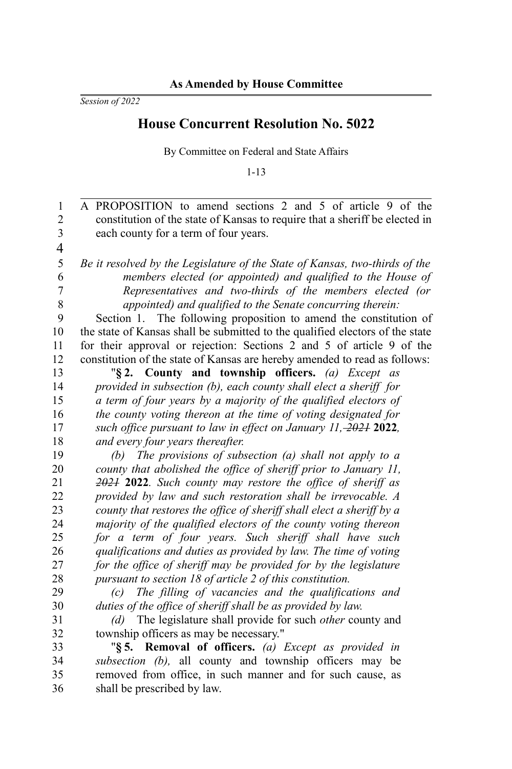**As Amended by House Committee**

*Session of 2022*

# House Concurrent Resolution No. 5022

By Committee on Federal and State Affairs

1-13

A PROPOSITION to amend sections 2 and 5 of article 9 of the constitution of the state of Kansas to require that a sheriff be elected in each county for a term of four years.

*Be it resolved by the Legislature of the State of Kansas, two-thirds of the members elected (or appointed) and qualified to the House of Representatives and two-thirds of the members elected (or appointed) and qualified to the Senate concurring therein:*

Section 1. The following proposition to amend the constitution of the state of Kansas shall be submitted to the qualified electors of the state for their approval or rejection: Sections 2 and 5 of article 9 of the constitution of the state of Kansas are hereby amended to read as follows:

"**§ 2. County and township officers.** *(a) Except as provided in subsection (b), each county shall elect a sheriff for a term of four years by a majority of the qualified electors of the county voting thereon at the time of voting designated for such office pursuant to law in effect on January 11,* ~~*2021*~~ **2022***, and every four years thereafter.*

*(b) The provisions of subsection (a) shall not apply to a county that abolished the office of sheriff prior to January 11,* ~~*2021*~~ **2022***. Such county may restore the office of sheriff as provided by law and such restoration shall be irrevocable. A county that restores the office of sheriff shall elect a sheriff by a majority of the qualified electors of the county voting thereon for a term of four years. Such sheriff shall have such qualifications and duties as provided by law. The time of voting for the office of sheriff may be provided for by the legislature pursuant to section 18 of article 2 of this constitution.*

*(c) The filling of vacancies and the qualifications and duties of the office of sheriff shall be as provided by law.*

*(d)* The legislature shall provide for such *other* county and township officers as may be necessary."

"**§ 5. Removal of officers.** *(a) Except as provided in subsection (b),* all county and township officers may be removed from office, in such manner and for such cause, as shall be prescribed by law.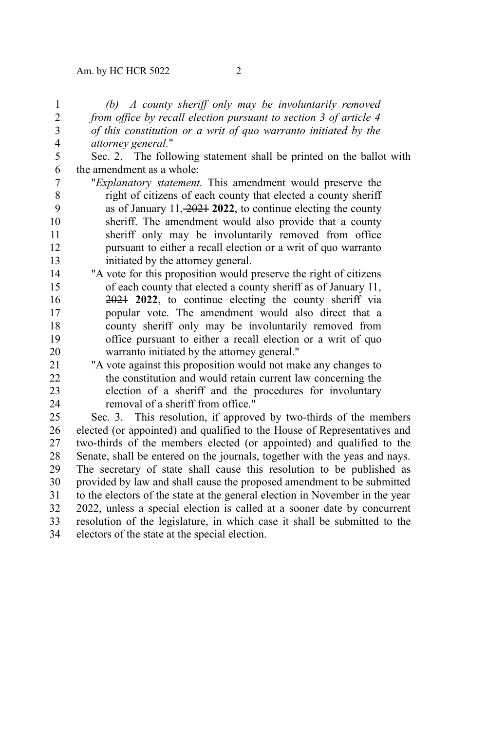*(b) A county sheriff only may be involuntarily removed from office by recall election pursuant to section 3 of article 4 of this constitution or a writ of quo warranto initiated by the attorney general.*"

Sec. 2. The following statement shall be printed on the ballot with the amendment as a whole:

"*Explanatory statement.* This amendment would preserve the right of citizens of each county that elected a county sheriff as of January 11, ~~2021~~ **2022**, to continue electing the county sheriff. The amendment would also provide that a county sheriff only may be involuntarily removed from office pursuant to either a recall election or a writ of quo warranto initiated by the attorney general.

"A vote for this proposition would preserve the right of citizens of each county that elected a county sheriff as of January 11, ~~2021~~ **2022**, to continue electing the county sheriff via popular vote. The amendment would also direct that a county sheriff only may be involuntarily removed from office pursuant to either a recall election or a writ of quo warranto initiated by the attorney general."

"A vote against this proposition would not make any changes to the constitution and would retain current law concerning the election of a sheriff and the procedures for involuntary removal of a sheriff from office."

Sec. 3. This resolution, if approved by two-thirds of the members elected (or appointed) and qualified to the House of Representatives and two-thirds of the members elected (or appointed) and qualified to the Senate, shall be entered on the journals, together with the yeas and nays. The secretary of state shall cause this resolution to be published as provided by law and shall cause the proposed amendment to be submitted to the electors of the state at the general election in November in the year 2022, unless a special election is called at a sooner date by concurrent resolution of the legislature, in which case it shall be submitted to the electors of the state at the special election.